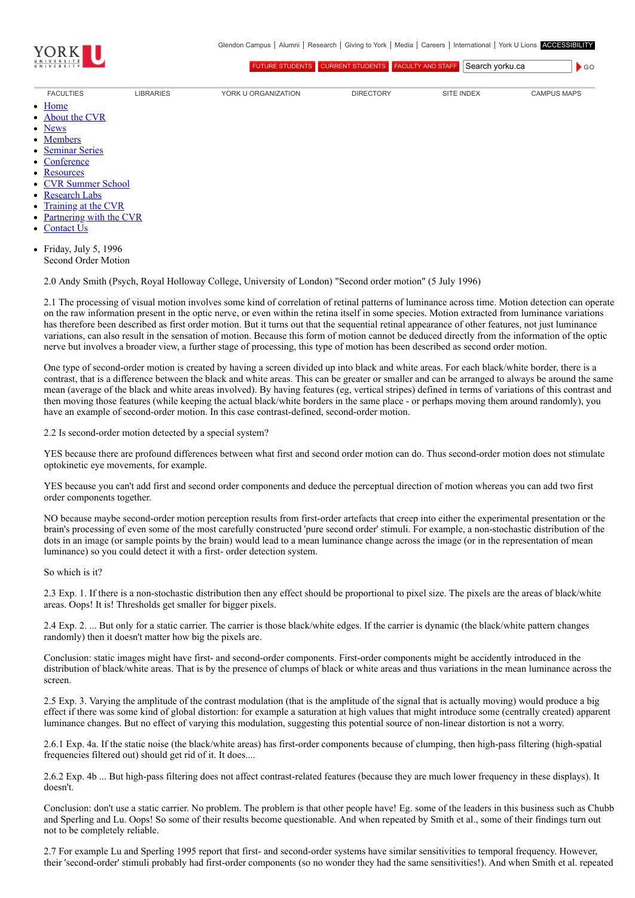Glendon Campus | Alumni | Research | Giving to York | Media | Careers | International | York U Lions ACCESSIBILITY

FUTURE STUDENTS CURRENT STUDENTS FACULTY AND STAFF Search yorku.ca GO

FACULTIES LIBRARIES YORK U ORGANIZATION DIRECTORY SITE INDEX CAMPUS MAPS

- Home
- About the CVR
- News
- Members
- Seminar Series
- Conference
- Resources
- CVR Summer School
- Research Labs
- Training at the CVR
- Partnering with the CVR
- Contact Us

- Friday, July 5, 1996
  Second Order Motion

2.0 Andy Smith (Psych, Royal Holloway College, University of London) "Second order motion" (5 July 1996)

2.1 The processing of visual motion involves some kind of correlation of retinal patterns of luminance across time. Motion detection can operate on the raw information present in the optic nerve, or even within the retina itself in some species. Motion extracted from luminance variations has therefore been described as first order motion. But it turns out that the sequential retinal appearance of other features, not just luminance variations, can also result in the sensation of motion. Because this form of motion cannot be deduced directly from the information of the optic nerve but involves a broader view, a further stage of processing, this type of motion has been described as second order motion.

One type of second-order motion is created by having a screen divided up into black and white areas. For each black/white border, there is a contrast, that is a difference between the black and white areas. This can be greater or smaller and can be arranged to always be around the same mean (average of the black and white areas involved). By having features (eg, vertical stripes) defined in terms of variations of this contrast and then moving those features (while keeping the actual black/white borders in the same place - or perhaps moving them around randomly), you have an example of second-order motion. In this case contrast-defined, second-order motion.

2.2 Is second-order motion detected by a special system?

YES because there are profound differences between what first and second order motion can do. Thus second-order motion does not stimulate optokinetic eye movements, for example.

YES because you can't add first and second order components and deduce the perceptual direction of motion whereas you can add two first order components together.

NO because maybe second-order motion perception results from first-order artefacts that creep into either the experimental presentation or the brain's processing of even some of the most carefully constructed 'pure second order' stimuli. For example, a non-stochastic distribution of the dots in an image (or sample points by the brain) would lead to a mean luminance change across the image (or in the representation of mean luminance) so you could detect it with a first- order detection system.

So which is it?

2.3 Exp. 1. If there is a non-stochastic distribution then any effect should be proportional to pixel size. The pixels are the areas of black/white areas. Oops! It is! Thresholds get smaller for bigger pixels.

2.4 Exp. 2. ... But only for a static carrier. The carrier is those black/white edges. If the carrier is dynamic (the black/white pattern changes randomly) then it doesn't matter how big the pixels are.

Conclusion: static images might have first- and second-order components. First-order components might be accidently introduced in the distribution of black/white areas. That is by the presence of clumps of black or white areas and thus variations in the mean luminance across the screen.

2.5 Exp. 3. Varying the amplitude of the contrast modulation (that is the amplitude of the signal that is actually moving) would produce a big effect if there was some kind of global distortion: for example a saturation at high values that might introduce some (centrally created) apparent luminance changes. But no effect of varying this modulation, suggesting this potential source of non-linear distortion is not a worry.

2.6.1 Exp. 4a. If the static noise (the black/white areas) has first-order components because of clumping, then high-pass filtering (high-spatial frequencies filtered out) should get rid of it. It does....

2.6.2 Exp. 4b ... But high-pass filtering does not affect contrast-related features (because they are much lower frequency in these displays). It doesn't.

Conclusion: don't use a static carrier. No problem. The problem is that other people have! Eg. some of the leaders in this business such as Chubb and Sperling and Lu. Oops! So some of their results become questionable. And when repeated by Smith et al., some of their findings turn out not to be completely reliable.

2.7 For example Lu and Sperling 1995 report that first- and second-order systems have similar sensitivities to temporal frequency. However, their 'second-order' stimuli probably had first-order components (so no wonder they had the same sensitivities!). And when Smith et al. repeated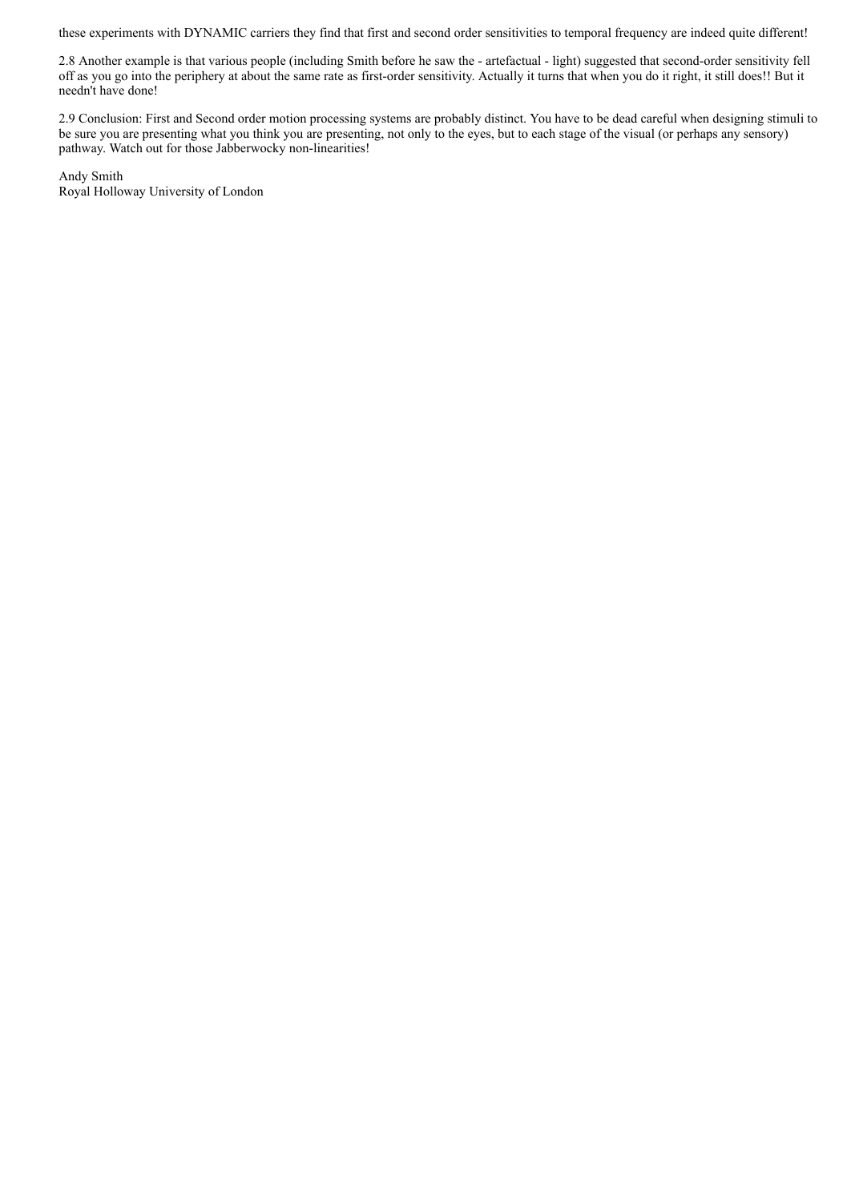these experiments with DYNAMIC carriers they find that first and second order sensitivities to temporal frequency are indeed quite different!

2.8 Another example is that various people (including Smith before he saw the - artefactual - light) suggested that second-order sensitivity fell off as you go into the periphery at about the same rate as first-order sensitivity. Actually it turns that when you do it right, it still does!! But it needn't have done!

2.9 Conclusion: First and Second order motion processing systems are probably distinct. You have to be dead careful when designing stimuli to be sure you are presenting what you think you are presenting, not only to the eyes, but to each stage of the visual (or perhaps any sensory) pathway. Watch out for those Jabberwocky non-linearities!

Andy Smith
Royal Holloway University of London